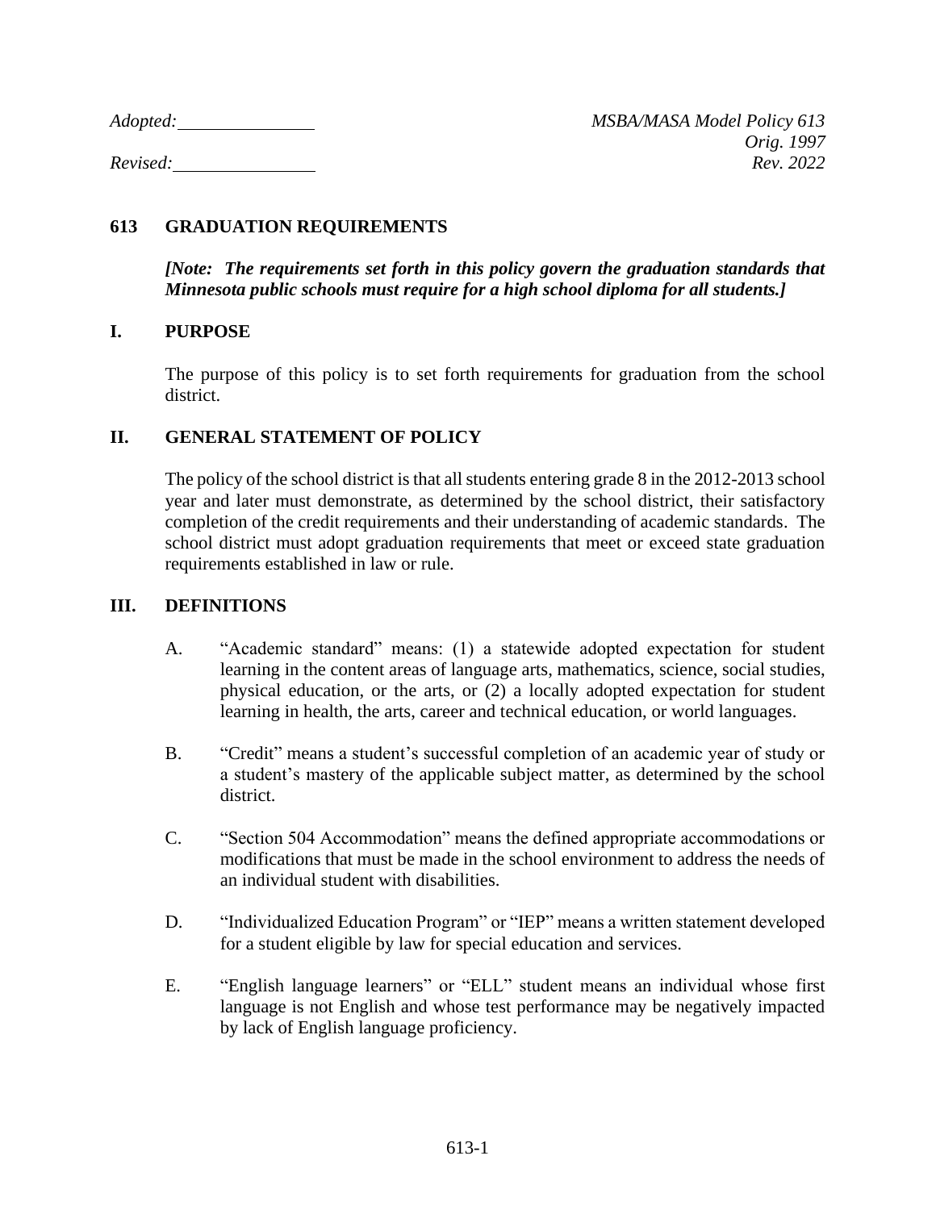| | |
|---|---|
| *Adopted:* \_\_\_\_\_\_\_\_\_\_\_\_\_\_ | *MSBA/MASA Model Policy 613* |
| | *Orig. 1997* |
| *Revised:* \_\_\_\_\_\_\_\_\_\_\_\_\_\_ | *Rev. 2022* |

# 613 GRADUATION REQUIREMENTS

***[Note: The requirements set forth in this policy govern the graduation standards that Minnesota public schools must require for a high school diploma for all students.]***

## I. PURPOSE

The purpose of this policy is to set forth requirements for graduation from the school district.

## II. GENERAL STATEMENT OF POLICY

The policy of the school district is that all students entering grade 8 in the 2012-2013 school year and later must demonstrate, as determined by the school district, their satisfactory completion of the credit requirements and their understanding of academic standards. The school district must adopt graduation requirements that meet or exceed state graduation requirements established in law or rule.

## III. DEFINITIONS

A. "Academic standard" means: (1) a statewide adopted expectation for student learning in the content areas of language arts, mathematics, science, social studies, physical education, or the arts, or (2) a locally adopted expectation for student learning in health, the arts, career and technical education, or world languages.

B. "Credit" means a student's successful completion of an academic year of study or a student's mastery of the applicable subject matter, as determined by the school district.

C. "Section 504 Accommodation" means the defined appropriate accommodations or modifications that must be made in the school environment to address the needs of an individual student with disabilities.

D. "Individualized Education Program" or "IEP" means a written statement developed for a student eligible by law for special education and services.

E. "English language learners" or "ELL" student means an individual whose first language is not English and whose test performance may be negatively impacted by lack of English language proficiency.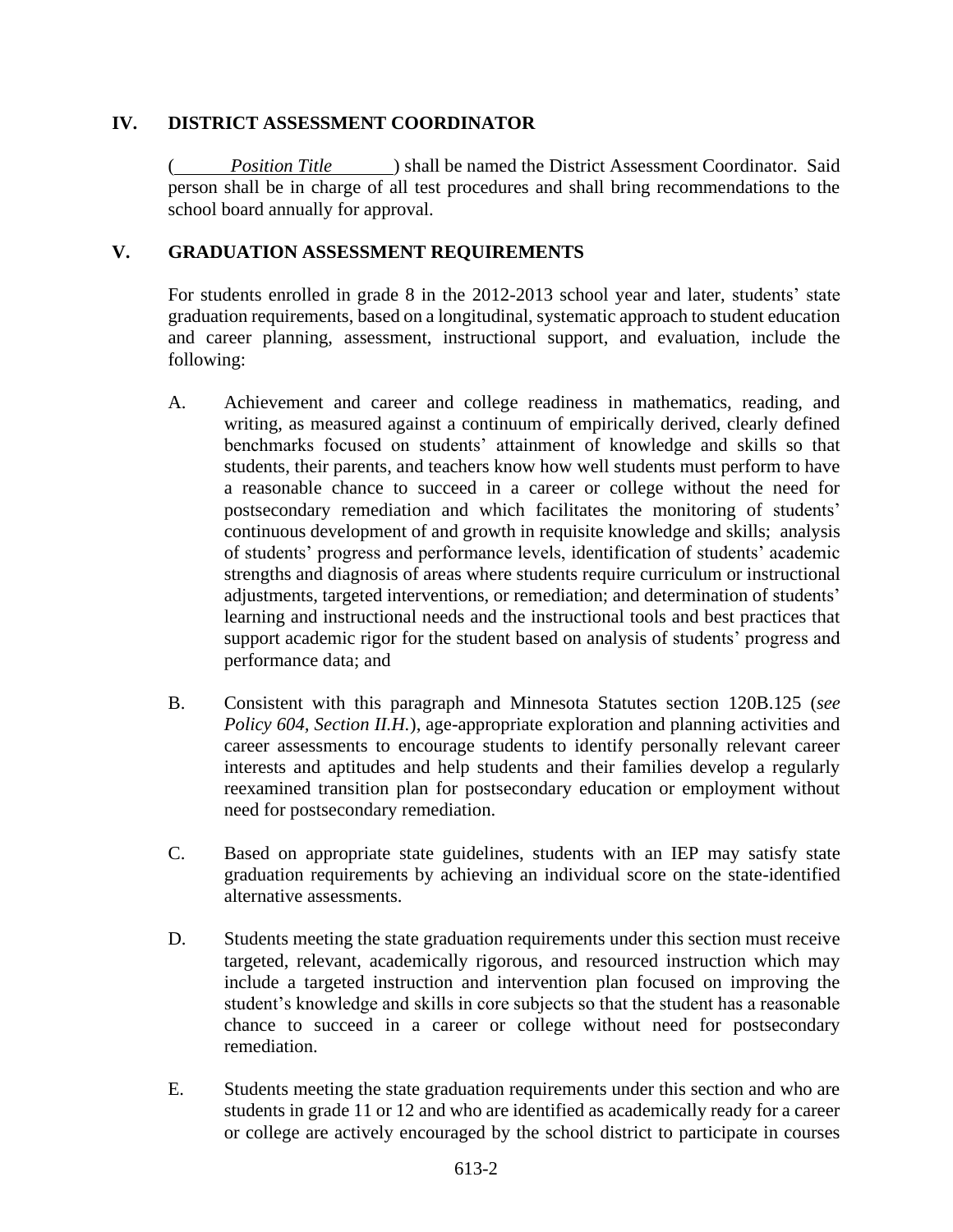## IV. DISTRICT ASSESSMENT COORDINATOR

( *Position Title* ) shall be named the District Assessment Coordinator. Said person shall be in charge of all test procedures and shall bring recommendations to the school board annually for approval.

## V. GRADUATION ASSESSMENT REQUIREMENTS

For students enrolled in grade 8 in the 2012-2013 school year and later, students' state graduation requirements, based on a longitudinal, systematic approach to student education and career planning, assessment, instructional support, and evaluation, include the following:

A. Achievement and career and college readiness in mathematics, reading, and writing, as measured against a continuum of empirically derived, clearly defined benchmarks focused on students' attainment of knowledge and skills so that students, their parents, and teachers know how well students must perform to have a reasonable chance to succeed in a career or college without the need for postsecondary remediation and which facilitates the monitoring of students' continuous development of and growth in requisite knowledge and skills; analysis of students' progress and performance levels, identification of students' academic strengths and diagnosis of areas where students require curriculum or instructional adjustments, targeted interventions, or remediation; and determination of students' learning and instructional needs and the instructional tools and best practices that support academic rigor for the student based on analysis of students' progress and performance data; and

B. Consistent with this paragraph and Minnesota Statutes section 120B.125 (*see Policy 604, Section II.H.*), age-appropriate exploration and planning activities and career assessments to encourage students to identify personally relevant career interests and aptitudes and help students and their families develop a regularly reexamined transition plan for postsecondary education or employment without need for postsecondary remediation.

C. Based on appropriate state guidelines, students with an IEP may satisfy state graduation requirements by achieving an individual score on the state-identified alternative assessments.

D. Students meeting the state graduation requirements under this section must receive targeted, relevant, academically rigorous, and resourced instruction which may include a targeted instruction and intervention plan focused on improving the student's knowledge and skills in core subjects so that the student has a reasonable chance to succeed in a career or college without need for postsecondary remediation.

E. Students meeting the state graduation requirements under this section and who are students in grade 11 or 12 and who are identified as academically ready for a career or college are actively encouraged by the school district to participate in courses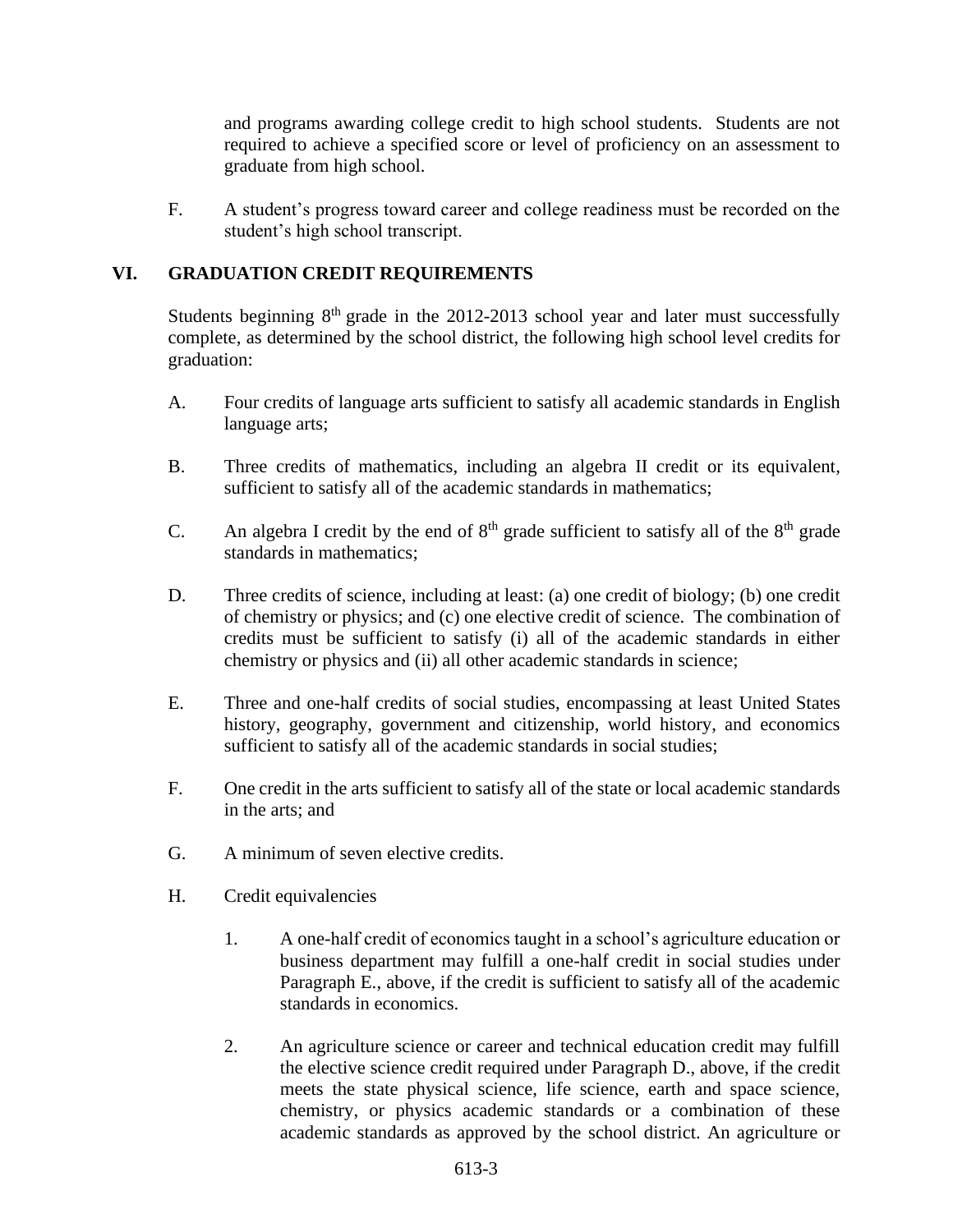and programs awarding college credit to high school students. Students are not required to achieve a specified score or level of proficiency on an assessment to graduate from high school.

F. A student's progress toward career and college readiness must be recorded on the student's high school transcript.

## VI. GRADUATION CREDIT REQUIREMENTS

Students beginning 8th grade in the 2012-2013 school year and later must successfully complete, as determined by the school district, the following high school level credits for graduation:

A. Four credits of language arts sufficient to satisfy all academic standards in English language arts;

B. Three credits of mathematics, including an algebra II credit or its equivalent, sufficient to satisfy all of the academic standards in mathematics;

C. An algebra I credit by the end of 8th grade sufficient to satisfy all of the 8th grade standards in mathematics;

D. Three credits of science, including at least: (a) one credit of biology; (b) one credit of chemistry or physics; and (c) one elective credit of science. The combination of credits must be sufficient to satisfy (i) all of the academic standards in either chemistry or physics and (ii) all other academic standards in science;

E. Three and one-half credits of social studies, encompassing at least United States history, geography, government and citizenship, world history, and economics sufficient to satisfy all of the academic standards in social studies;

F. One credit in the arts sufficient to satisfy all of the state or local academic standards in the arts; and

G. A minimum of seven elective credits.

H. Credit equivalencies

1. A one-half credit of economics taught in a school's agriculture education or business department may fulfill a one-half credit in social studies under Paragraph E., above, if the credit is sufficient to satisfy all of the academic standards in economics.

2. An agriculture science or career and technical education credit may fulfill the elective science credit required under Paragraph D., above, if the credit meets the state physical science, life science, earth and space science, chemistry, or physics academic standards or a combination of these academic standards as approved by the school district. An agriculture or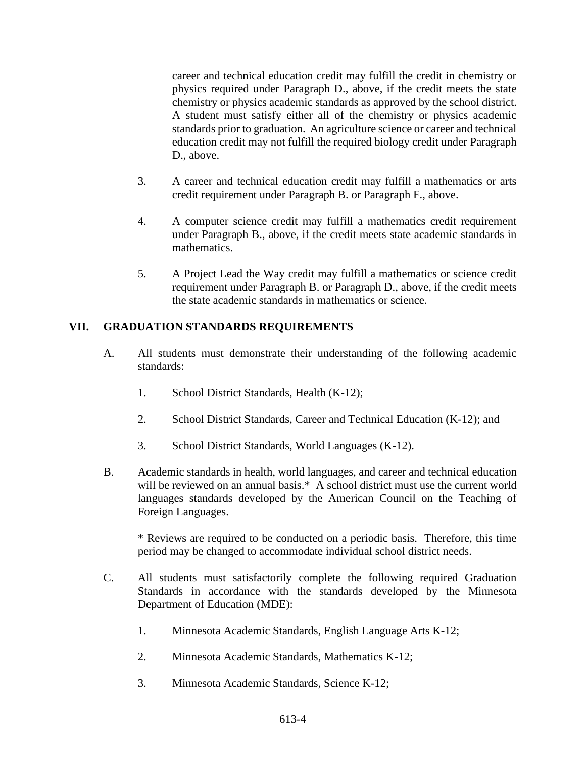career and technical education credit may fulfill the credit in chemistry or physics required under Paragraph D., above, if the credit meets the state chemistry or physics academic standards as approved by the school district. A student must satisfy either all of the chemistry or physics academic standards prior to graduation. An agriculture science or career and technical education credit may not fulfill the required biology credit under Paragraph D., above.

3. A career and technical education credit may fulfill a mathematics or arts credit requirement under Paragraph B. or Paragraph F., above.

4. A computer science credit may fulfill a mathematics credit requirement under Paragraph B., above, if the credit meets state academic standards in mathematics.

5. A Project Lead the Way credit may fulfill a mathematics or science credit requirement under Paragraph B. or Paragraph D., above, if the credit meets the state academic standards in mathematics or science.

## VII. GRADUATION STANDARDS REQUIREMENTS

A. All students must demonstrate their understanding of the following academic standards:

1. School District Standards, Health (K-12);

2. School District Standards, Career and Technical Education (K-12); and

3. School District Standards, World Languages (K-12).

B. Academic standards in health, world languages, and career and technical education will be reviewed on an annual basis.* A school district must use the current world languages standards developed by the American Council on the Teaching of Foreign Languages.

\* Reviews are required to be conducted on a periodic basis. Therefore, this time period may be changed to accommodate individual school district needs.

C. All students must satisfactorily complete the following required Graduation Standards in accordance with the standards developed by the Minnesota Department of Education (MDE):

1. Minnesota Academic Standards, English Language Arts K-12;

2. Minnesota Academic Standards, Mathematics K-12;

3. Minnesota Academic Standards, Science K-12;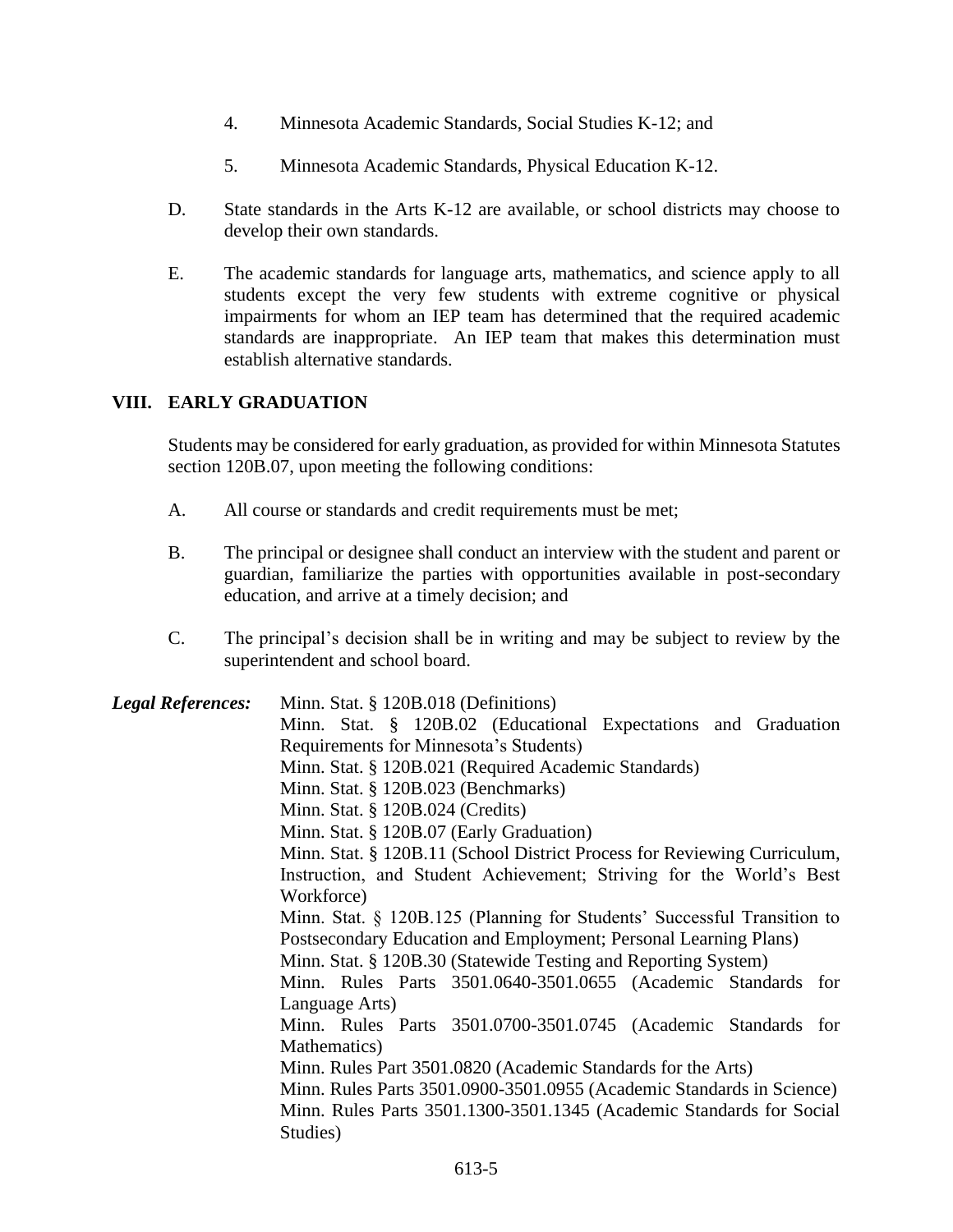4. Minnesota Academic Standards, Social Studies K-12; and

5. Minnesota Academic Standards, Physical Education K-12.

D. State standards in the Arts K-12 are available, or school districts may choose to develop their own standards.

E. The academic standards for language arts, mathematics, and science apply to all students except the very few students with extreme cognitive or physical impairments for whom an IEP team has determined that the required academic standards are inappropriate. An IEP team that makes this determination must establish alternative standards.

## VIII. EARLY GRADUATION

Students may be considered for early graduation, as provided for within Minnesota Statutes section 120B.07, upon meeting the following conditions:

A. All course or standards and credit requirements must be met;

B. The principal or designee shall conduct an interview with the student and parent or guardian, familiarize the parties with opportunities available in post-secondary education, and arrive at a timely decision; and

C. The principal's decision shall be in writing and may be subject to review by the superintendent and school board.

***Legal References:***

Minn. Stat. § 120B.018 (Definitions)
Minn. Stat. § 120B.02 (Educational Expectations and Graduation Requirements for Minnesota's Students)
Minn. Stat. § 120B.021 (Required Academic Standards)
Minn. Stat. § 120B.023 (Benchmarks)
Minn. Stat. § 120B.024 (Credits)
Minn. Stat. § 120B.07 (Early Graduation)
Minn. Stat. § 120B.11 (School District Process for Reviewing Curriculum, Instruction, and Student Achievement; Striving for the World's Best Workforce)
Minn. Stat. § 120B.125 (Planning for Students' Successful Transition to Postsecondary Education and Employment; Personal Learning Plans)
Minn. Stat. § 120B.30 (Statewide Testing and Reporting System)
Minn. Rules Parts 3501.0640-3501.0655 (Academic Standards for Language Arts)
Minn. Rules Parts 3501.0700-3501.0745 (Academic Standards for Mathematics)
Minn. Rules Part 3501.0820 (Academic Standards for the Arts)
Minn. Rules Parts 3501.0900-3501.0955 (Academic Standards in Science)
Minn. Rules Parts 3501.1300-3501.1345 (Academic Standards for Social Studies)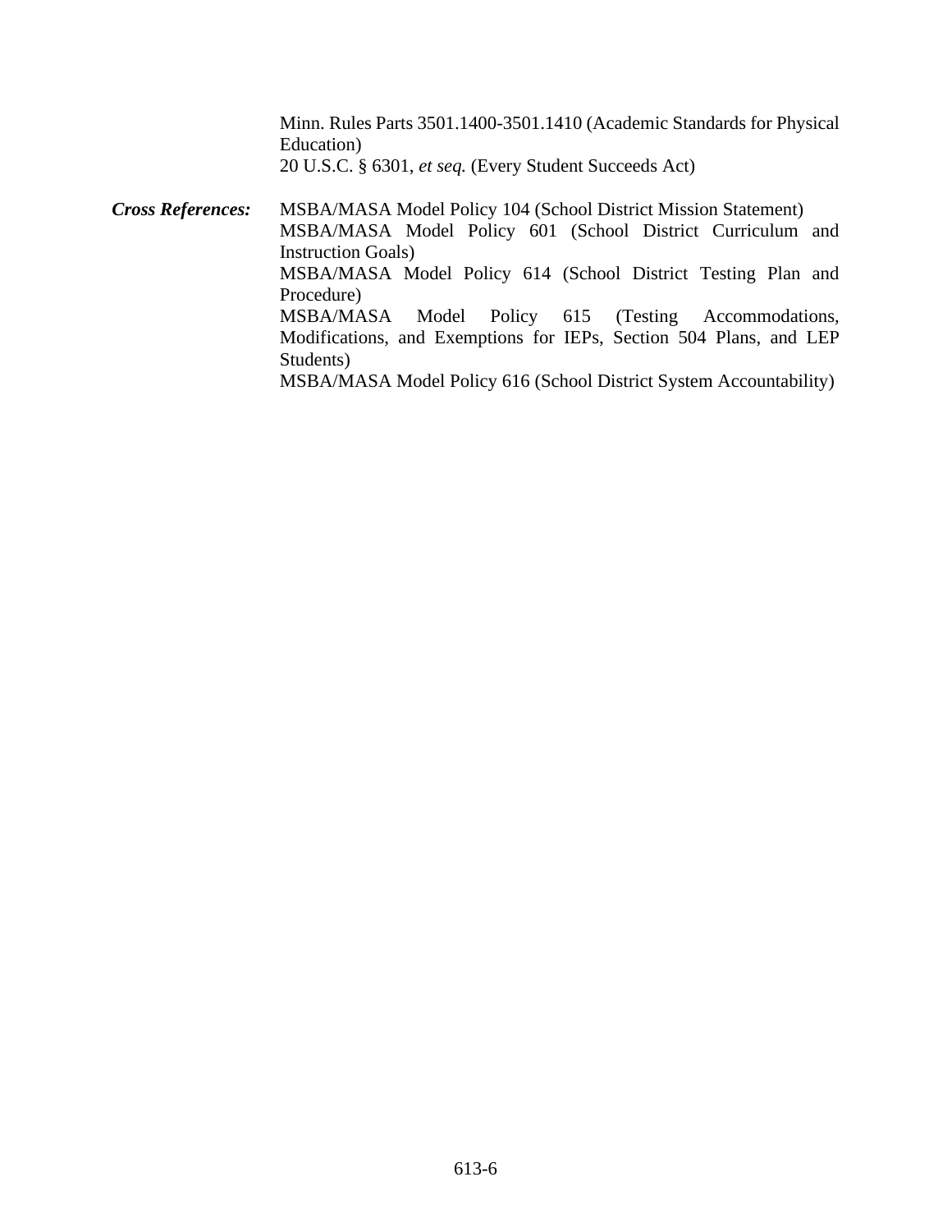Minn. Rules Parts 3501.1400-3501.1410 (Academic Standards for Physical Education)
20 U.S.C. § 6301, *et seq.* (Every Student Succeeds Act)

***Cross References:*** MSBA/MASA Model Policy 104 (School District Mission Statement)
MSBA/MASA Model Policy 601 (School District Curriculum and Instruction Goals)
MSBA/MASA Model Policy 614 (School District Testing Plan and Procedure)
MSBA/MASA Model Policy 615 (Testing Accommodations, Modifications, and Exemptions for IEPs, Section 504 Plans, and LEP Students)
MSBA/MASA Model Policy 616 (School District System Accountability)